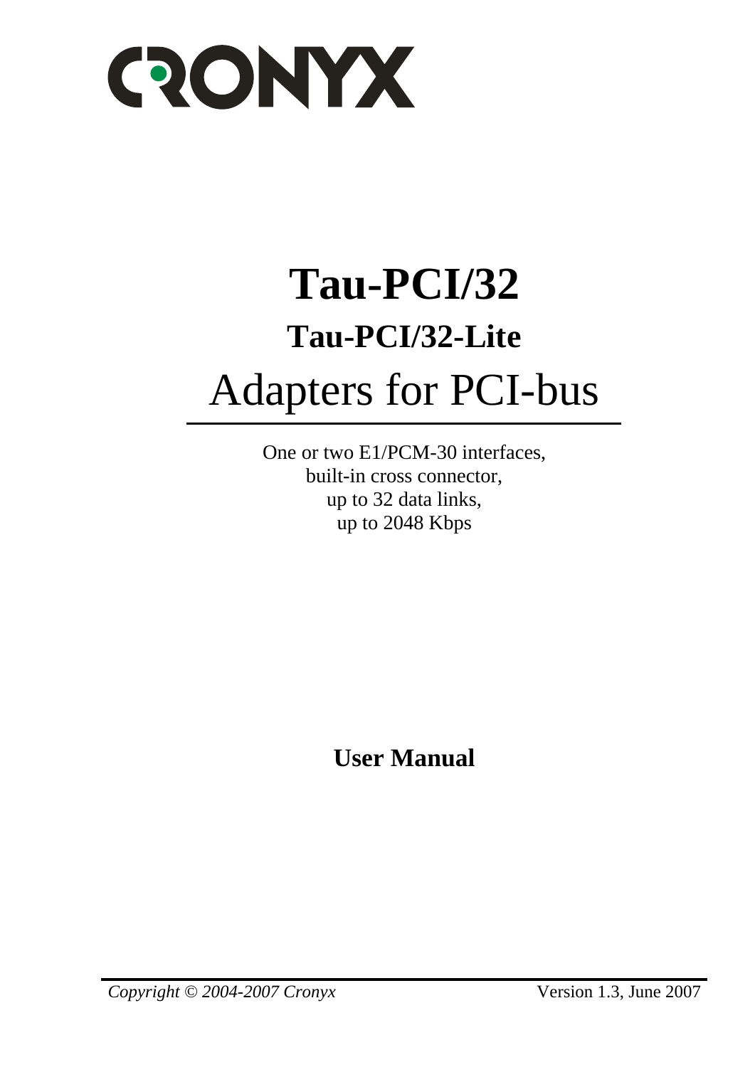CRONYX

# Tau-PCI/32

## Tau-PCI/32-Lite

# Adapters for PCI-bus

One or two E1/PCM-30 interfaces,
built-in cross connector,
up to 32 data links,
up to 2048 Kbps

**User Manual**

*Copyright © 2004-2007 Cronyx* Version 1.3, June 2007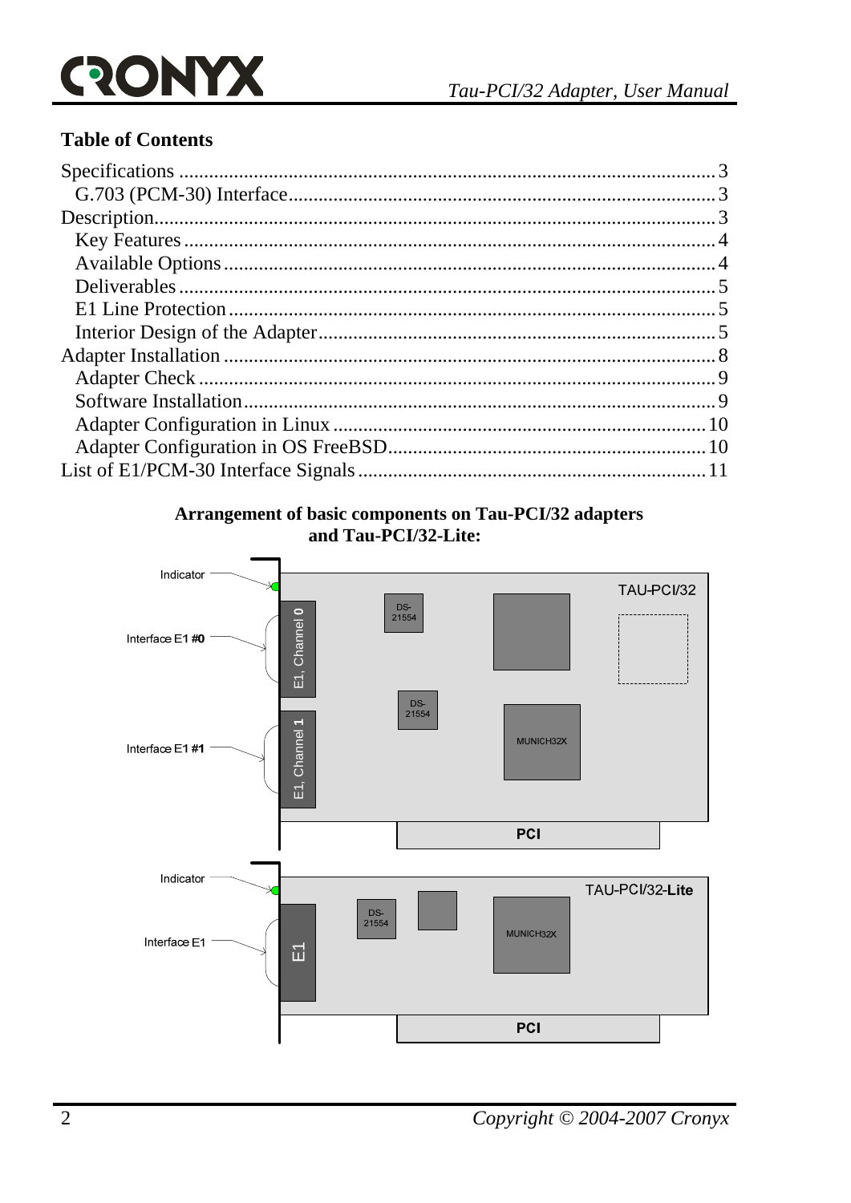**Table of Contents**

Specifications ... 3
  G.703 (PCM-30) Interface ... 3
Description ... 3
  Key Features ... 4
  Available Options ... 4
  Deliverables ... 5
  E1 Line Protection ... 5
  Interior Design of the Adapter ... 5
Adapter Installation ... 8
  Adapter Check ... 9
  Software Installation ... 9
  Adapter Configuration in Linux ... 10
  Adapter Configuration in OS FreeBSD ... 10
List of E1/PCM-30 Interface Signals ... 11

**Arrangement of basic components on Tau-PCI/32 adapters and Tau-PCI/32-Lite:**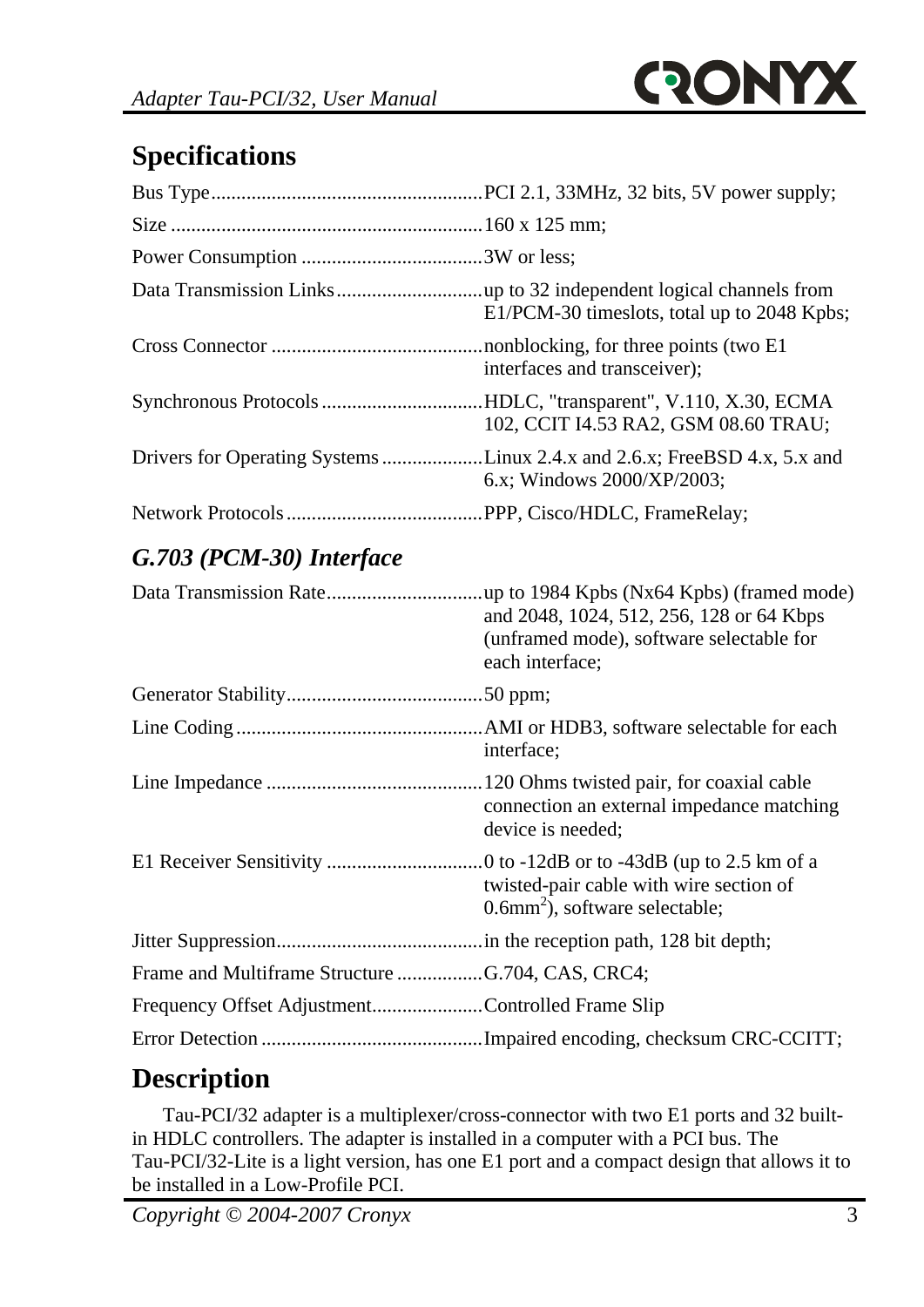## Specifications

Bus Type............................................PCI 2.1, 33MHz, 32 bits, 5V power supply;

Size ...................................................160 x 125 mm;

Power Consumption ..........................3W or less;

Data Transmission Links...................up to 32 independent logical channels from E1/PCM-30 timeslots, total up to 2048 Kpbs;

Cross Connector ................................nonblocking, for three points (two E1 interfaces and transceiver);

Synchronous Protocols......................HDLC, "transparent", V.110, X.30, ECMA 102, CCIT I4.53 RA2, GSM 08.60 TRAU;

Drivers for Operating Systems..........Linux 2.4.x and 2.6.x; FreeBSD 4.x, 5.x and 6.x; Windows 2000/XP/2003;

Network Protocols.............................PPP, Cisco/HDLC, FrameRelay;

### *G.703 (PCM-30) Interface*

Data Transmission Rate.....................up to 1984 Kpbs (Nx64 Kpbs) (framed mode) and 2048, 1024, 512, 256, 128 or 64 Kbps (unframed mode), software selectable for each interface;

Generator Stability.............................50 ppm;

Line Coding.......................................AMI or HDB3, software selectable for each interface;

Line Impedance .................................120 Ohms twisted pair, for coaxial cable connection an external impedance matching device is needed;

E1 Receiver Sensitivity .....................0 to -12dB or to -43dB (up to 2.5 km of a twisted-pair cable with wire section of 0.6mm$^2$), software selectable;

Jitter Suppression...............................in the reception path, 128 bit depth;

Frame and Multiframe Structure .......G.704, CAS, CRC4;

Frequency Offset Adjustment............Controlled Frame Slip

Error Detection ..................................Impaired encoding, checksum CRC-CCITT;

## Description

Tau-PCI/32 adapter is a multiplexer/cross-connector with two E1 ports and 32 built-in HDLC controllers. The adapter is installed in a computer with a PCI bus. The Tau-PCI/32-Lite is a light version, has one E1 port and a compact design that allows it to be installed in a Low-Profile PCI.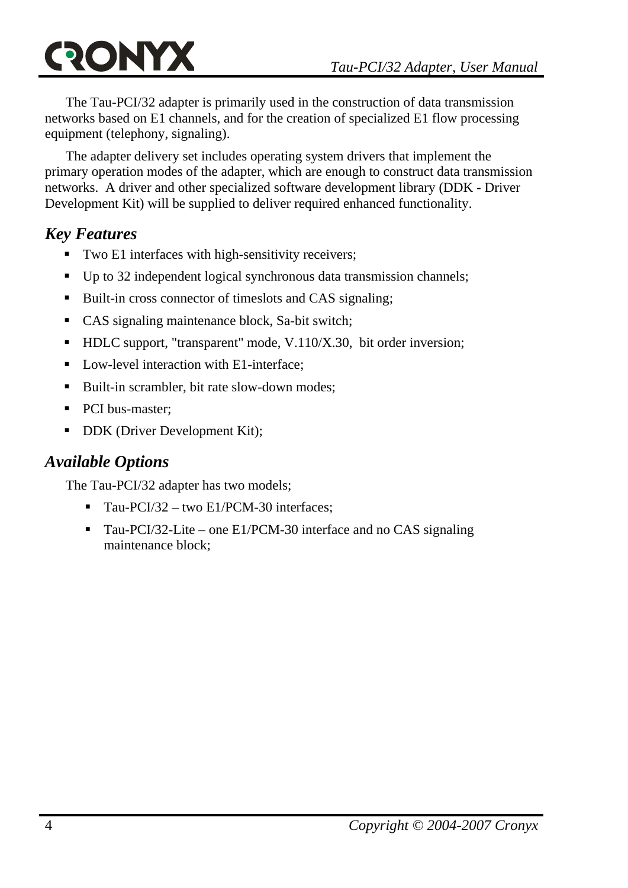The Tau-PCI/32 adapter is primarily used in the construction of data transmission networks based on E1 channels, and for the creation of specialized E1 flow processing equipment (telephony, signaling).

The adapter delivery set includes operating system drivers that implement the primary operation modes of the adapter, which are enough to construct data transmission networks. A driver and other specialized software development library (DDK - Driver Development Kit) will be supplied to deliver required enhanced functionality.

## *Key Features*

- Two E1 interfaces with high-sensitivity receivers;
- Up to 32 independent logical synchronous data transmission channels;
- Built-in cross connector of timeslots and CAS signaling;
- CAS signaling maintenance block, Sa-bit switch;
- HDLC support, "transparent" mode, V.110/X.30, bit order inversion;
- Low-level interaction with E1-interface;
- Built-in scrambler, bit rate slow-down modes;
- PCI bus-master;
- DDK (Driver Development Kit);

## *Available Options*

The Tau-PCI/32 adapter has two models;

- Tau-PCI/32 – two E1/PCM-30 interfaces;
- Tau-PCI/32-Lite – one E1/PCM-30 interface and no CAS signaling maintenance block;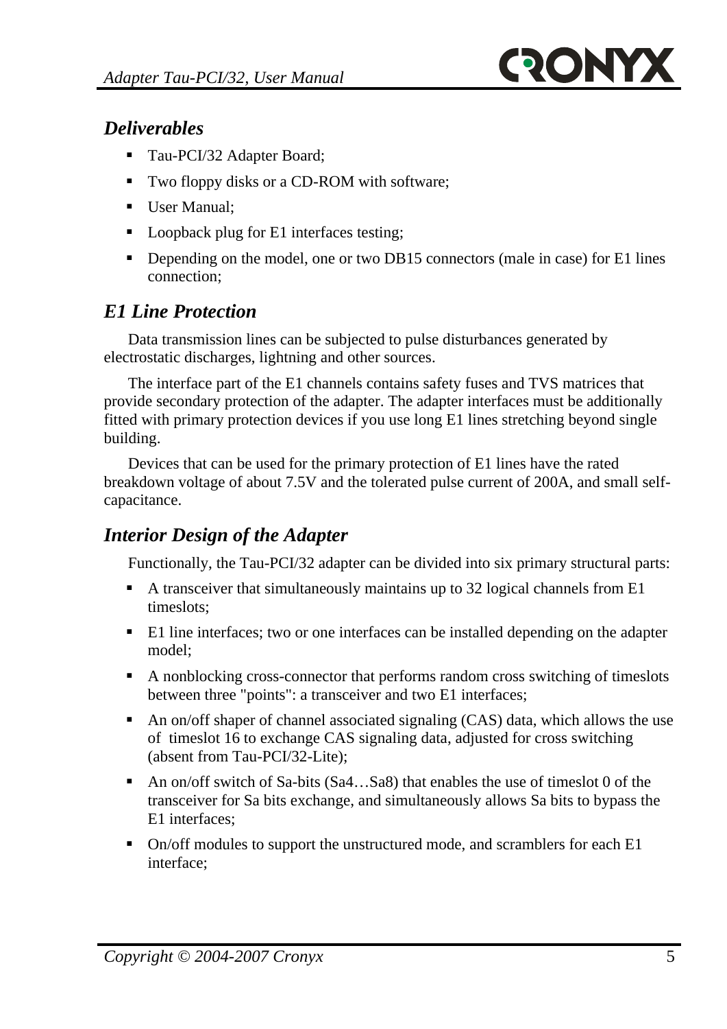## *Deliverables*

- Tau-PCI/32 Adapter Board;
- Two floppy disks or a CD-ROM with software;
- User Manual;
- Loopback plug for E1 interfaces testing;
- Depending on the model, one or two DB15 connectors (male in case) for E1 lines connection;

## *E1 Line Protection*

Data transmission lines can be subjected to pulse disturbances generated by electrostatic discharges, lightning and other sources.

The interface part of the E1 channels contains safety fuses and TVS matrices that provide secondary protection of the adapter. The adapter interfaces must be additionally fitted with primary protection devices if you use long E1 lines stretching beyond single building.

Devices that can be used for the primary protection of E1 lines have the rated breakdown voltage of about 7.5V and the tolerated pulse current of 200A, and small self-capacitance.

## *Interior Design of the Adapter*

Functionally, the Tau-PCI/32 adapter can be divided into six primary structural parts:

- A transceiver that simultaneously maintains up to 32 logical channels from E1 timeslots;
- E1 line interfaces; two or one interfaces can be installed depending on the adapter model;
- A nonblocking cross-connector that performs random cross switching of timeslots between three "points": a transceiver and two E1 interfaces;
- An on/off shaper of channel associated signaling (CAS) data, which allows the use of timeslot 16 to exchange CAS signaling data, adjusted for cross switching (absent from Tau-PCI/32-Lite);
- An on/off switch of Sa-bits (Sa4…Sa8) that enables the use of timeslot 0 of the transceiver for Sa bits exchange, and simultaneously allows Sa bits to bypass the E1 interfaces;
- On/off modules to support the unstructured mode, and scramblers for each E1 interface;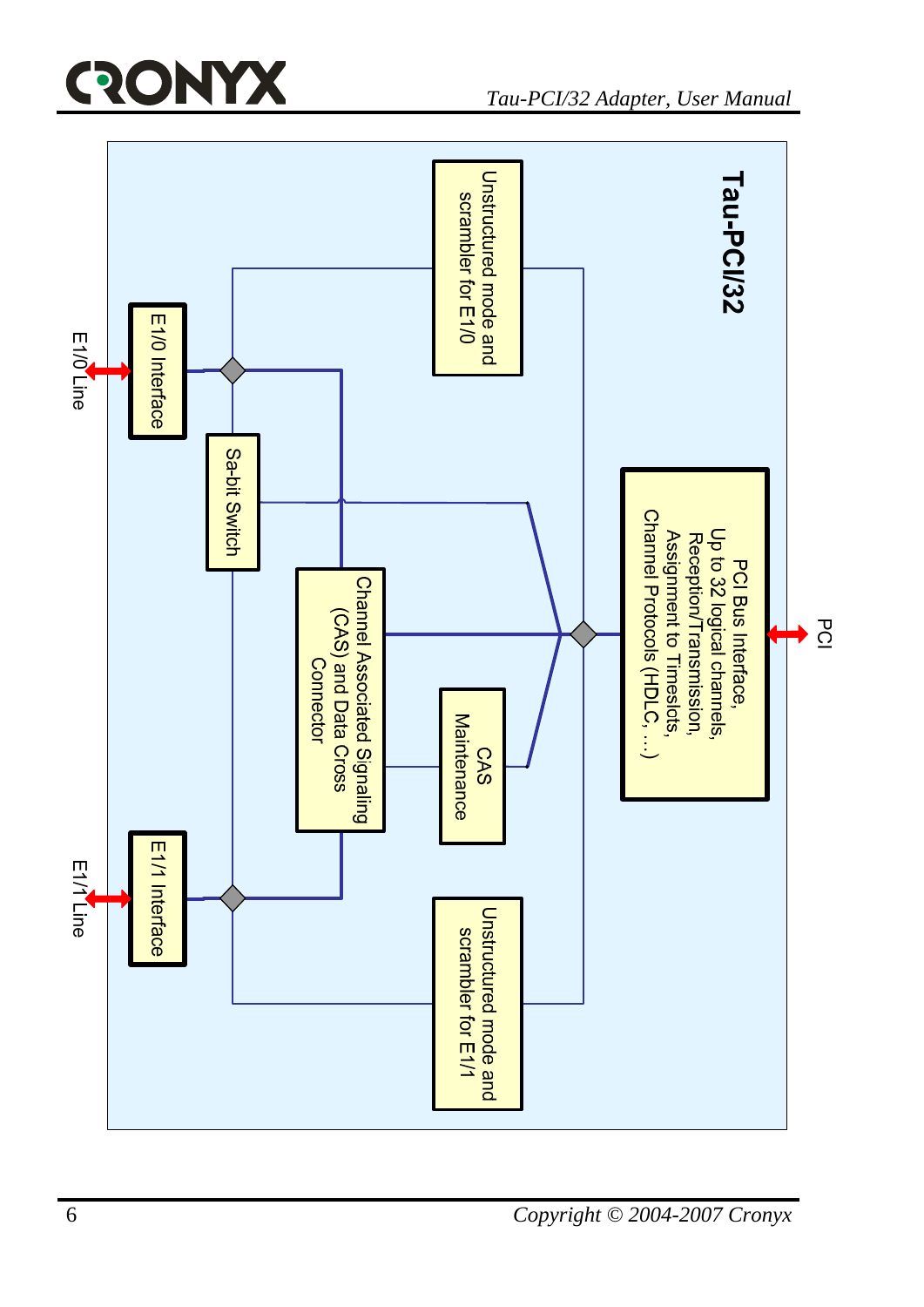**Tau-PCI/32**

PCI Bus Interface,
Up to 32 logical channels,
Reception/Transmission,
Assignment to Timeslots,
Channel Protocols (HDLC, ...)

PCI

Unstructured mode and scrambler for E1/0

Unstructured mode and scrambler for E1/1

Sa-bit Switch

Channel Associated Signaling (CAS) and Data Cross Connector

CAS Maintenance

E1/0 Interface

E1/1 Interface

E1/0 Line

E1/1 Line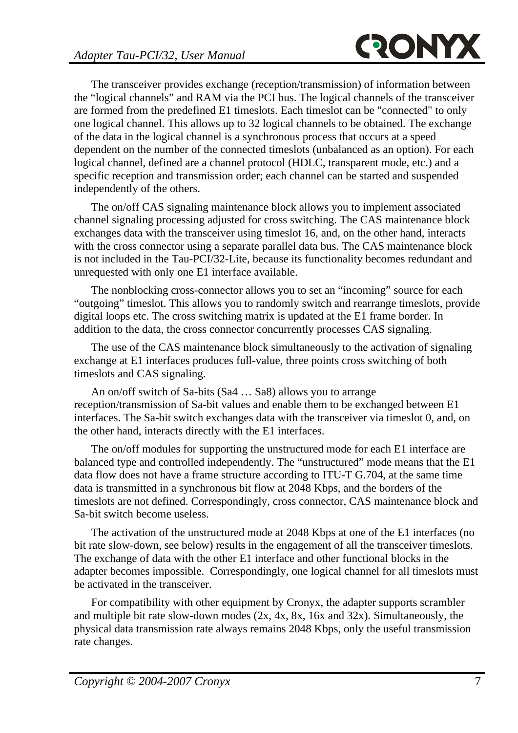The transceiver provides exchange (reception/transmission) of information between the "logical channels" and RAM via the PCI bus. The logical channels of the transceiver are formed from the predefined E1 timeslots. Each timeslot can be "connected" to only one logical channel. This allows up to 32 logical channels to be obtained. The exchange of the data in the logical channel is a synchronous process that occurs at a speed dependent on the number of the connected timeslots (unbalanced as an option). For each logical channel, defined are a channel protocol (HDLC, transparent mode, etc.) and a specific reception and transmission order; each channel can be started and suspended independently of the others.

The on/off CAS signaling maintenance block allows you to implement associated channel signaling processing adjusted for cross switching. The CAS maintenance block exchanges data with the transceiver using timeslot 16, and, on the other hand, interacts with the cross connector using a separate parallel data bus. The CAS maintenance block is not included in the Tau-PCI/32-Lite, because its functionality becomes redundant and unrequested with only one E1 interface available.

The nonblocking cross-connector allows you to set an "incoming" source for each "outgoing" timeslot. This allows you to randomly switch and rearrange timeslots, provide digital loops etc. The cross switching matrix is updated at the E1 frame border. In addition to the data, the cross connector concurrently processes CAS signaling.

The use of the CAS maintenance block simultaneously to the activation of signaling exchange at E1 interfaces produces full-value, three points cross switching of both timeslots and CAS signaling.

An on/off switch of Sa-bits (Sa4 … Sa8) allows you to arrange reception/transmission of Sa-bit values and enable them to be exchanged between E1 interfaces. The Sa-bit switch exchanges data with the transceiver via timeslot 0, and, on the other hand, interacts directly with the E1 interfaces.

The on/off modules for supporting the unstructured mode for each E1 interface are balanced type and controlled independently. The "unstructured" mode means that the E1 data flow does not have a frame structure according to ITU-T G.704, at the same time data is transmitted in a synchronous bit flow at 2048 Kbps, and the borders of the timeslots are not defined. Correspondingly, cross connector, CAS maintenance block and Sa-bit switch become useless.

The activation of the unstructured mode at 2048 Kbps at one of the E1 interfaces (no bit rate slow-down, see below) results in the engagement of all the transceiver timeslots. The exchange of data with the other E1 interface and other functional blocks in the adapter becomes impossible. Correspondingly, one logical channel for all timeslots must be activated in the transceiver.

For compatibility with other equipment by Cronyx, the adapter supports scrambler and multiple bit rate slow-down modes (2x, 4x, 8x, 16x and 32x). Simultaneously, the physical data transmission rate always remains 2048 Kbps, only the useful transmission rate changes.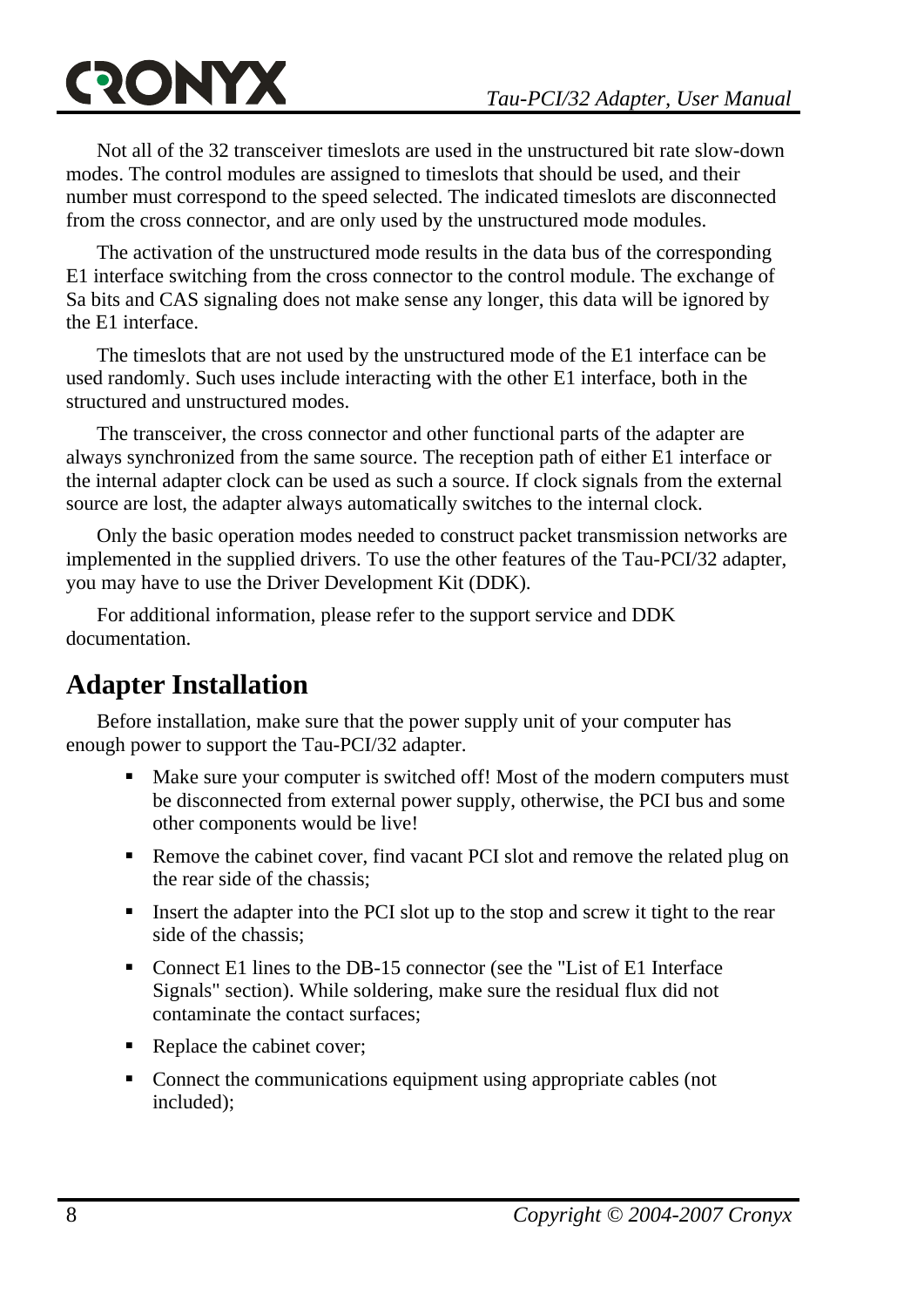Not all of the 32 transceiver timeslots are used in the unstructured bit rate slow-down modes. The control modules are assigned to timeslots that should be used, and their number must correspond to the speed selected. The indicated timeslots are disconnected from the cross connector, and are only used by the unstructured mode modules.

The activation of the unstructured mode results in the data bus of the corresponding E1 interface switching from the cross connector to the control module. The exchange of Sa bits and CAS signaling does not make sense any longer, this data will be ignored by the E1 interface.

The timeslots that are not used by the unstructured mode of the E1 interface can be used randomly. Such uses include interacting with the other E1 interface, both in the structured and unstructured modes.

The transceiver, the cross connector and other functional parts of the adapter are always synchronized from the same source. The reception path of either E1 interface or the internal adapter clock can be used as such a source. If clock signals from the external source are lost, the adapter always automatically switches to the internal clock.

Only the basic operation modes needed to construct packet transmission networks are implemented in the supplied drivers. To use the other features of the Tau-PCI/32 adapter, you may have to use the Driver Development Kit (DDK).

For additional information, please refer to the support service and DDK documentation.

## Adapter Installation

Before installation, make sure that the power supply unit of your computer has enough power to support the Tau-PCI/32 adapter.

- Make sure your computer is switched off! Most of the modern computers must be disconnected from external power supply, otherwise, the PCI bus and some other components would be live!
- Remove the cabinet cover, find vacant PCI slot and remove the related plug on the rear side of the chassis;
- Insert the adapter into the PCI slot up to the stop and screw it tight to the rear side of the chassis;
- Connect E1 lines to the DB-15 connector (see the "List of E1 Interface Signals" section). While soldering, make sure the residual flux did not contaminate the contact surfaces;
- Replace the cabinet cover;
- Connect the communications equipment using appropriate cables (not included);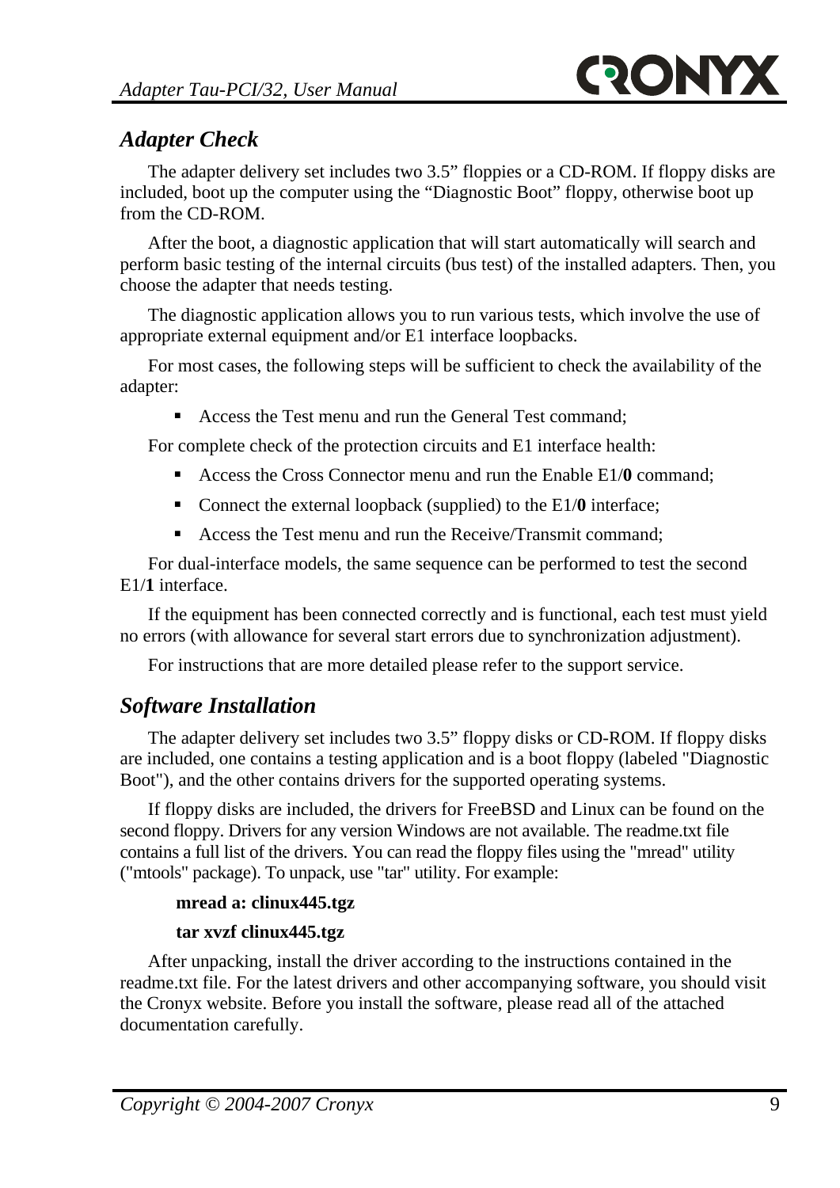## *Adapter Check*

The adapter delivery set includes two 3.5” floppies or a CD-ROM. If floppy disks are included, boot up the computer using the “Diagnostic Boot” floppy, otherwise boot up from the CD-ROM.

After the boot, a diagnostic application that will start automatically will search and perform basic testing of the internal circuits (bus test) of the installed adapters. Then, you choose the adapter that needs testing.

The diagnostic application allows you to run various tests, which involve the use of appropriate external equipment and/or E1 interface loopbacks.

For most cases, the following steps will be sufficient to check the availability of the adapter:

- Access the Test menu and run the General Test command;

For complete check of the protection circuits and E1 interface health:

- Access the Cross Connector menu and run the Enable E1/**0** command;
- Connect the external loopback (supplied) to the E1/**0** interface;
- Access the Test menu and run the Receive/Transmit command;

For dual-interface models, the same sequence can be performed to test the second E1/**1** interface.

If the equipment has been connected correctly and is functional, each test must yield no errors (with allowance for several start errors due to synchronization adjustment).

For instructions that are more detailed please refer to the support service.

## *Software Installation*

The adapter delivery set includes two 3.5” floppy disks or CD-ROM. If floppy disks are included, one contains a testing application and is a boot floppy (labeled "Diagnostic Boot"), and the other contains drivers for the supported operating systems.

If floppy disks are included, the drivers for FreeBSD and Linux can be found on the second floppy. Drivers for any version Windows are not available. The readme.txt file contains a full list of the drivers. You can read the floppy files using the "mread" utility ("mtools" package). To unpack, use "tar" utility. For example:

**mread a: clinux445.tgz**

**tar xvzf clinux445.tgz**

After unpacking, install the driver according to the instructions contained in the readme.txt file. For the latest drivers and other accompanying software, you should visit the Cronyx website. Before you install the software, please read all of the attached documentation carefully.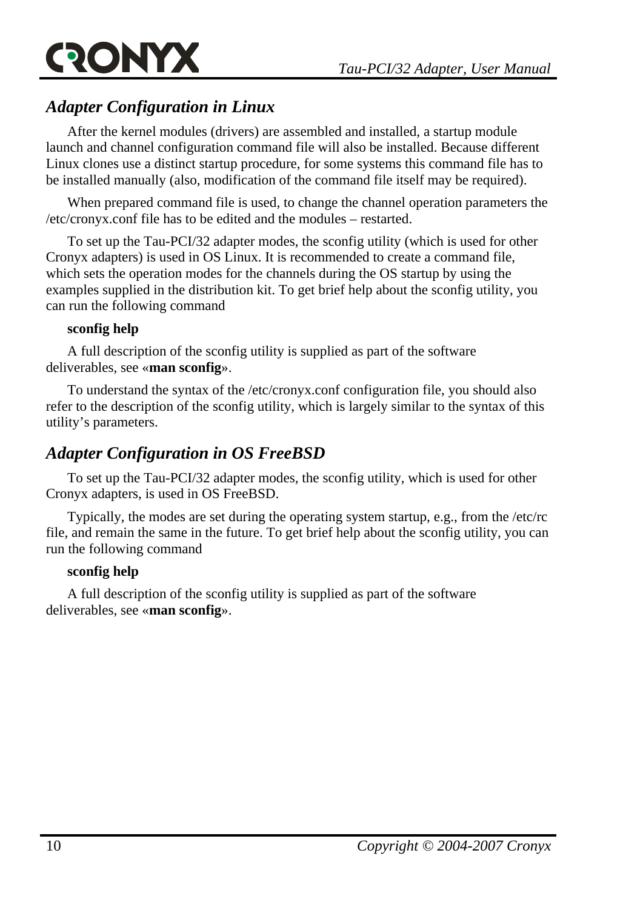## *Adapter Configuration in Linux*

After the kernel modules (drivers) are assembled and installed, a startup module launch and channel configuration command file will also be installed. Because different Linux clones use a distinct startup procedure, for some systems this command file has to be installed manually (also, modification of the command file itself may be required).

When prepared command file is used, to change the channel operation parameters the /etc/cronyx.conf file has to be edited and the modules – restarted.

To set up the Tau-PCI/32 adapter modes, the sconfig utility (which is used for other Cronyx adapters) is used in OS Linux. It is recommended to create a command file, which sets the operation modes for the channels during the OS startup by using the examples supplied in the distribution kit. To get brief help about the sconfig utility, you can run the following command

**sconfig help**

A full description of the sconfig utility is supplied as part of the software deliverables, see «**man sconfig**».

To understand the syntax of the /etc/cronyx.conf configuration file, you should also refer to the description of the sconfig utility, which is largely similar to the syntax of this utility's parameters.

## *Adapter Configuration in OS FreeBSD*

To set up the Tau-PCI/32 adapter modes, the sconfig utility, which is used for other Cronyx adapters, is used in OS FreeBSD.

Typically, the modes are set during the operating system startup, e.g., from the /etc/rc file, and remain the same in the future. To get brief help about the sconfig utility, you can run the following command

**sconfig help**

A full description of the sconfig utility is supplied as part of the software deliverables, see «**man sconfig**».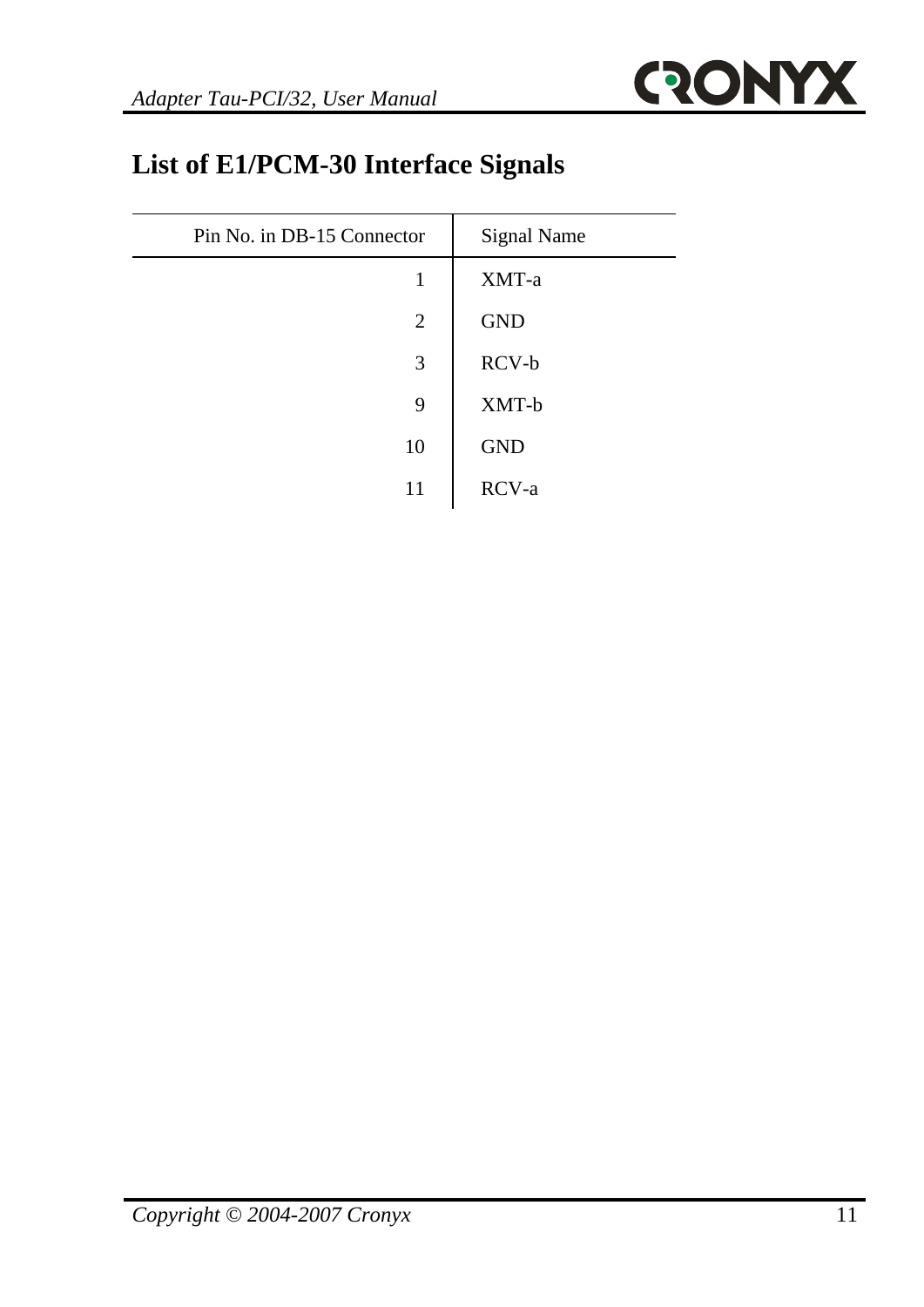## List of E1/PCM-30 Interface Signals

| Pin No. in DB-15 Connector | Signal Name |
|---:|---|
| 1 | XMT-a |
| 2 | GND |
| 3 | RCV-b |
| 9 | XMT-b |
| 10 | GND |
| 11 | RCV-a |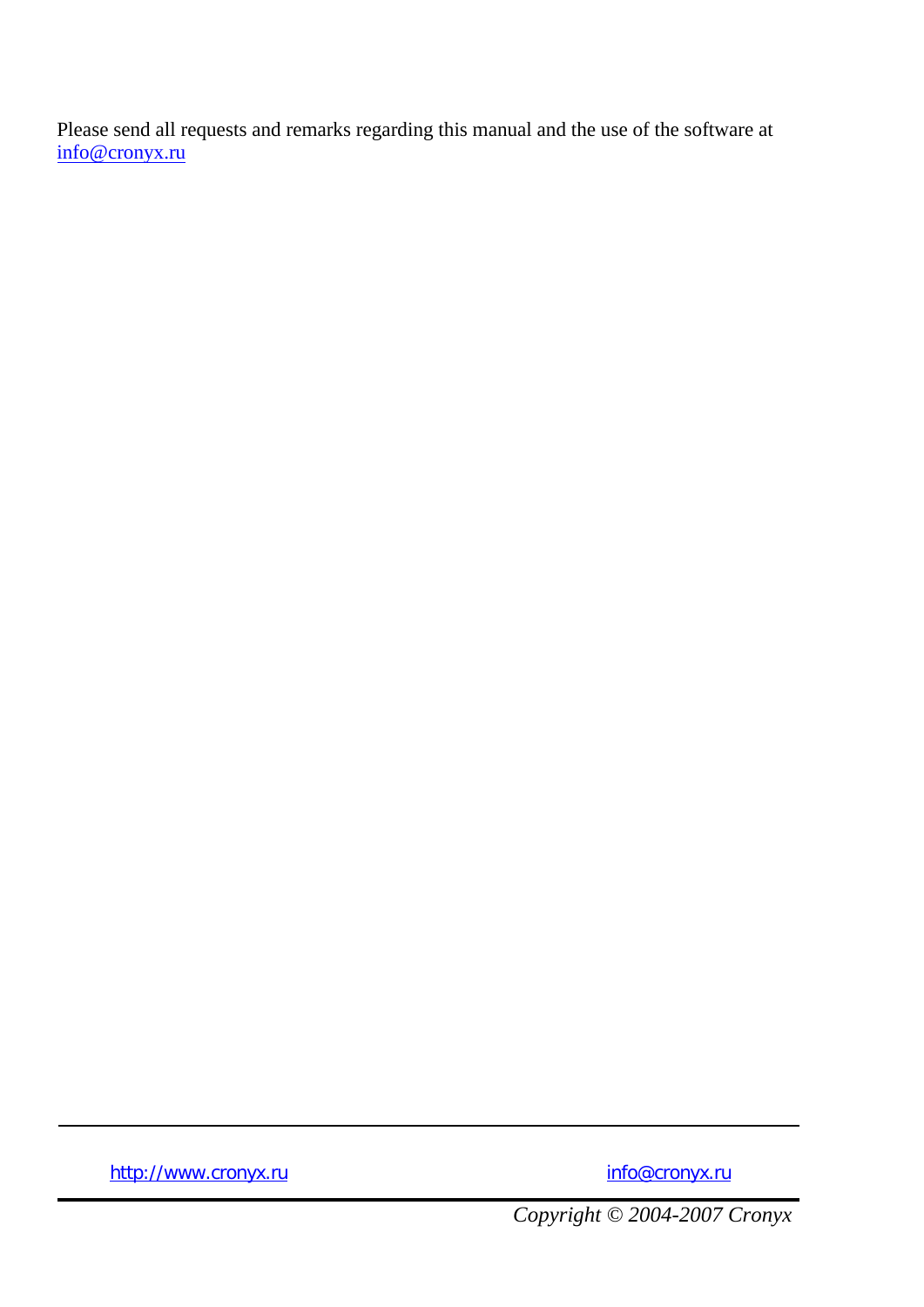Please send all requests and remarks regarding this manual and the use of the software at info@cronyx.ru